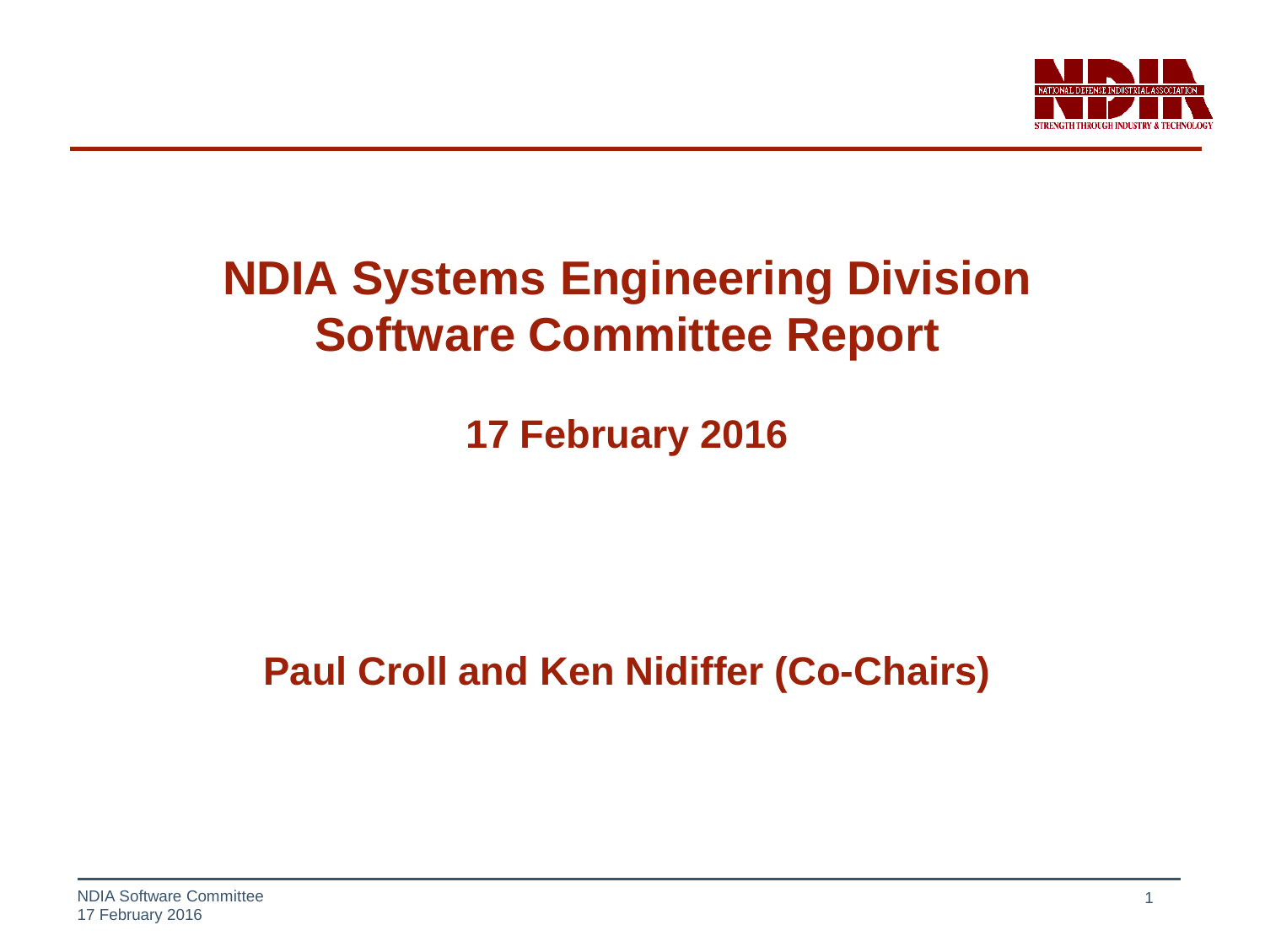# NDIA Systems Engineering Division Software Committee Report

## 17 February 2016

**Paul Croll and Ken Nidiffer (Co-Chairs)**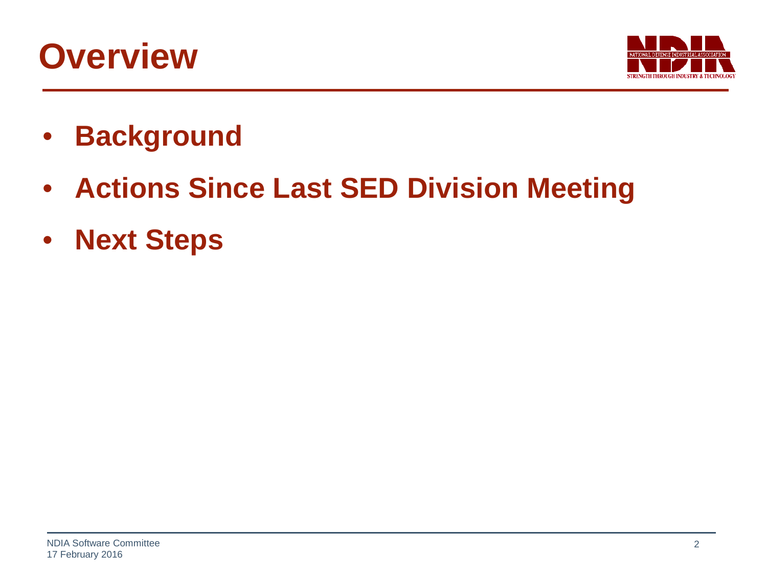# Overview

- **Background**
- **Actions Since Last SED Division Meeting**
- **Next Steps**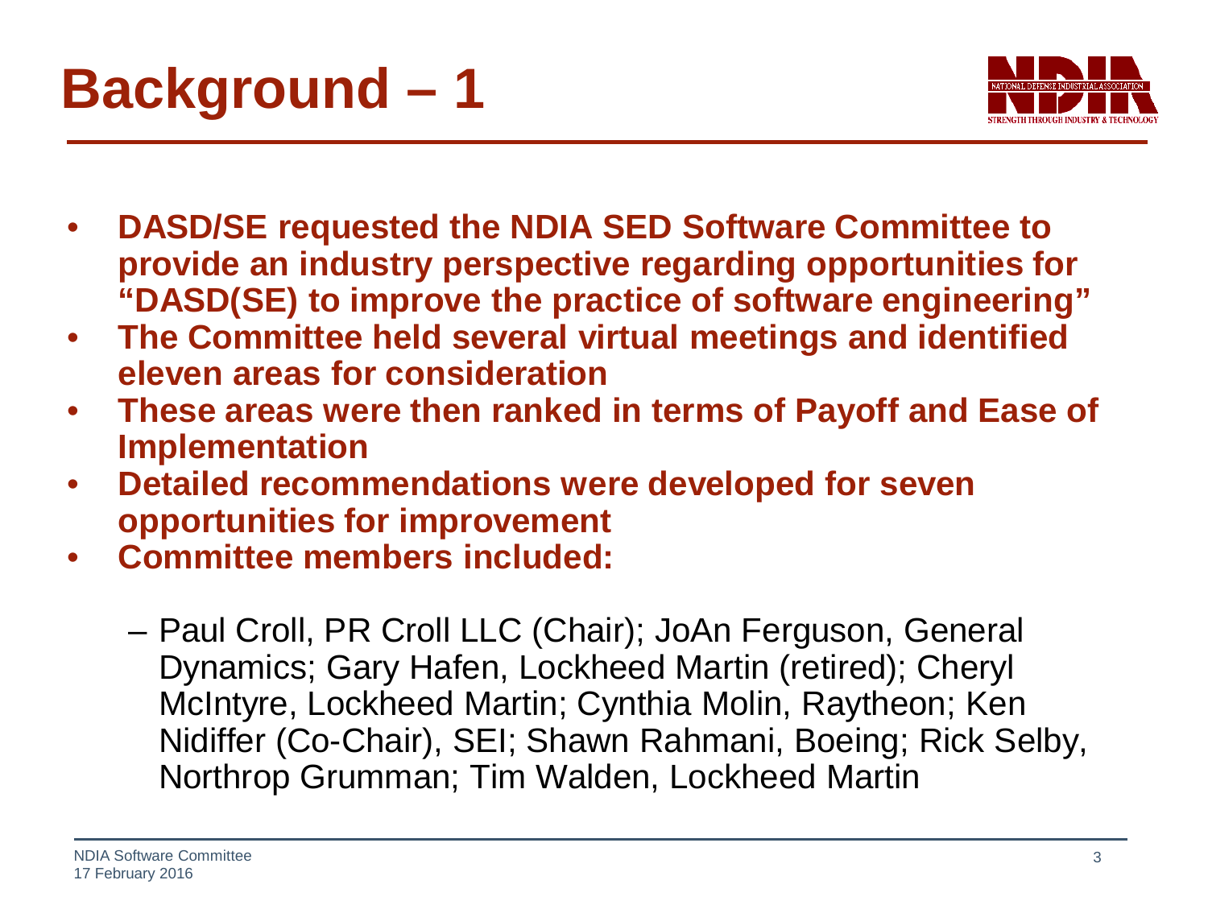# Background – 1

- **DASD/SE requested the NDIA SED Software Committee to provide an industry perspective regarding opportunities for "DASD(SE) to improve the practice of software engineering"**
- **The Committee held several virtual meetings and identified eleven areas for consideration**
- **These areas were then ranked in terms of Payoff and Ease of Implementation**
- **Detailed recommendations were developed for seven opportunities for improvement**
- **Committee members included:**
  - Paul Croll, PR Croll LLC (Chair); JoAn Ferguson, General Dynamics; Gary Hafen, Lockheed Martin (retired); Cheryl McIntyre, Lockheed Martin; Cynthia Molin, Raytheon; Ken Nidiffer (Co-Chair), SEI; Shawn Rahmani, Boeing; Rick Selby, Northrop Grumman; Tim Walden, Lockheed Martin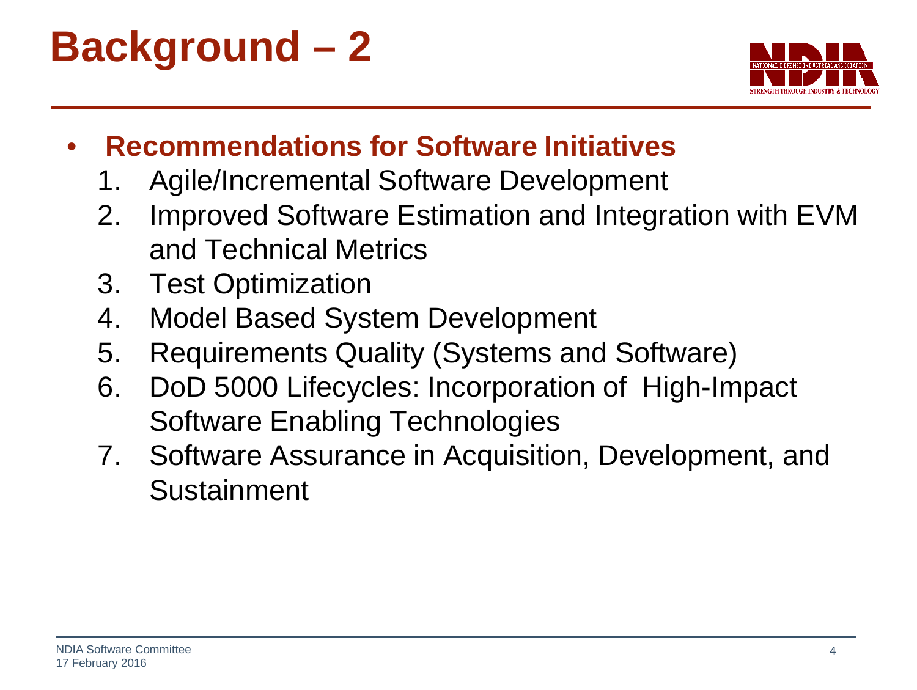# Background – 2

- **Recommendations for Software Initiatives**
  1. Agile/Incremental Software Development
  2. Improved Software Estimation and Integration with EVM and Technical Metrics
  3. Test Optimization
  4. Model Based System Development
  5. Requirements Quality (Systems and Software)
  6. DoD 5000 Lifecycles: Incorporation of High-Impact Software Enabling Technologies
  7. Software Assurance in Acquisition, Development, and Sustainment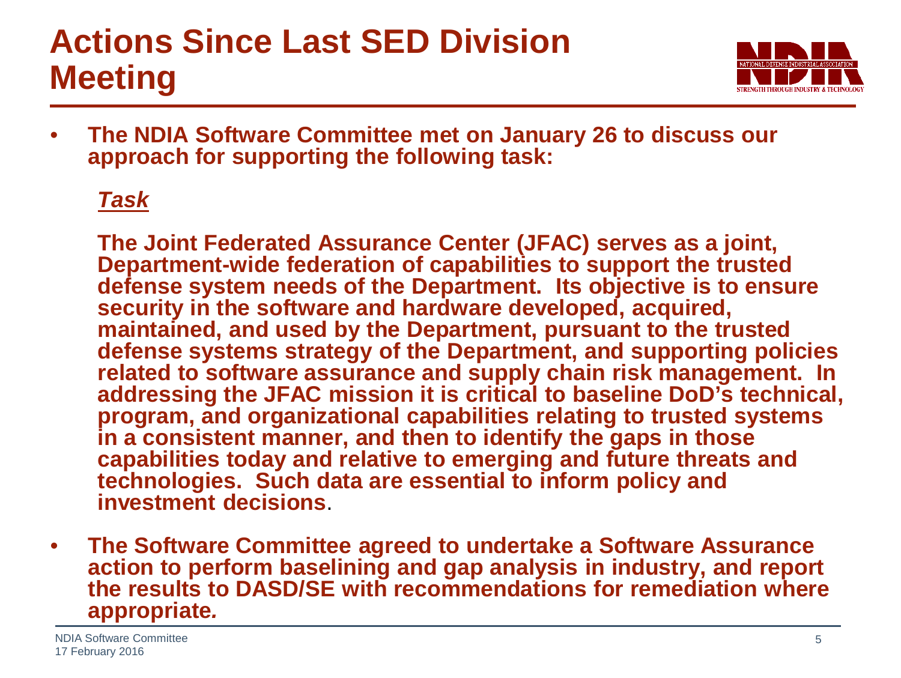# Actions Since Last SED Division Meeting

- **The NDIA Software Committee met on January 26 to discuss our approach for supporting the following task:**

  ***Task***

  **The Joint Federated Assurance Center (JFAC) serves as a joint, Department-wide federation of capabilities to support the trusted defense system needs of the Department. Its objective is to ensure security in the software and hardware developed, acquired, maintained, and used by the Department, pursuant to the trusted defense systems strategy of the Department, and supporting policies related to software assurance and supply chain risk management. In addressing the JFAC mission it is critical to baseline DoD's technical, program, and organizational capabilities relating to trusted systems in a consistent manner, and then to identify the gaps in those capabilities today and relative to emerging and future threats and technologies. Such data are essential to inform policy and investment decisions**.

- **The Software Committee agreed to undertake a Software Assurance action to perform baselining and gap analysis in industry, and report the results to DASD/SE with recommendations for remediation where appropriate.**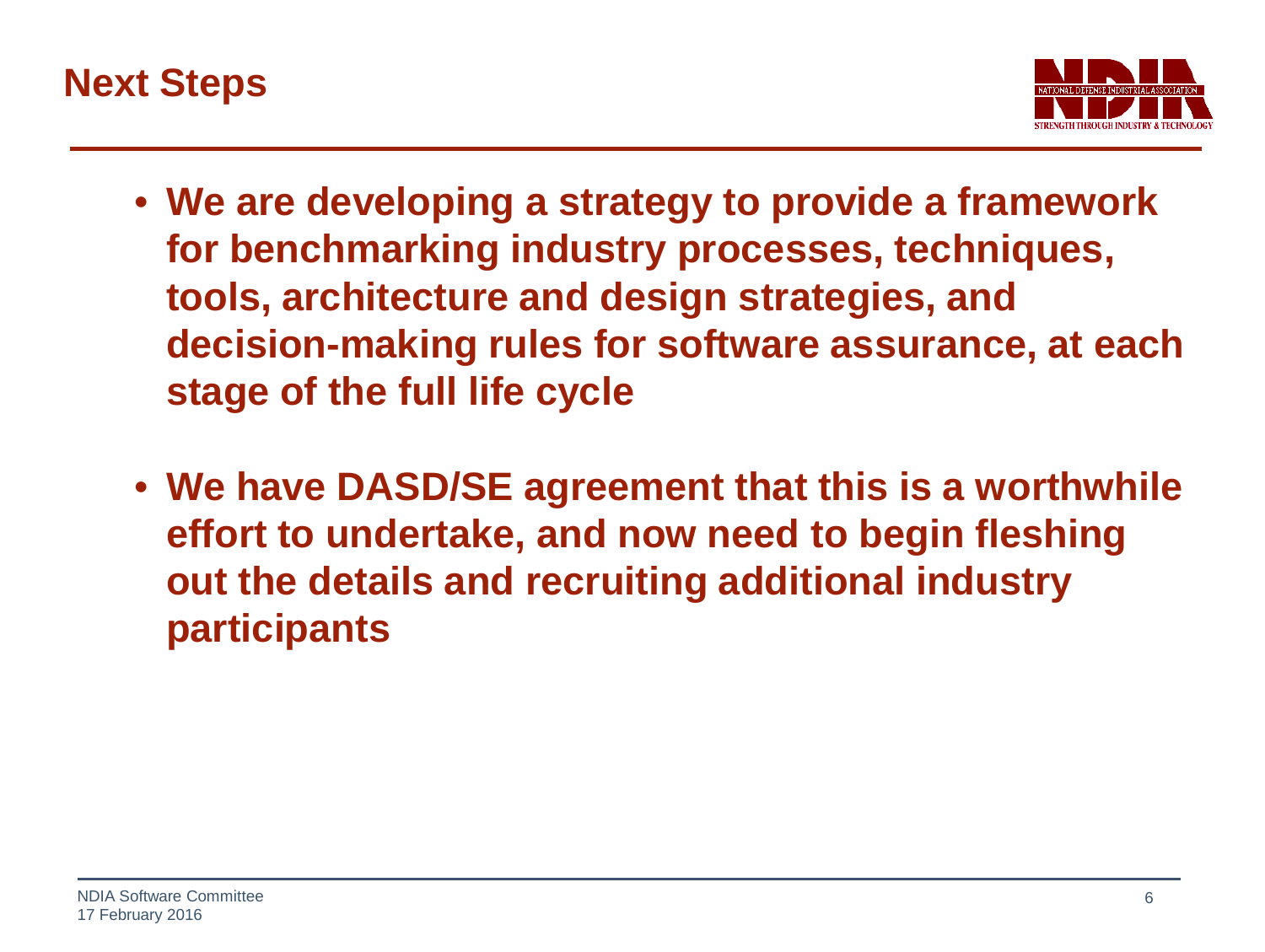# Next Steps

- **We are developing a strategy to provide a framework for benchmarking industry processes, techniques, tools, architecture and design strategies, and decision-making rules for software assurance, at each stage of the full life cycle**

- **We have DASD/SE agreement that this is a worthwhile effort to undertake, and now need to begin fleshing out the details and recruiting additional industry participants**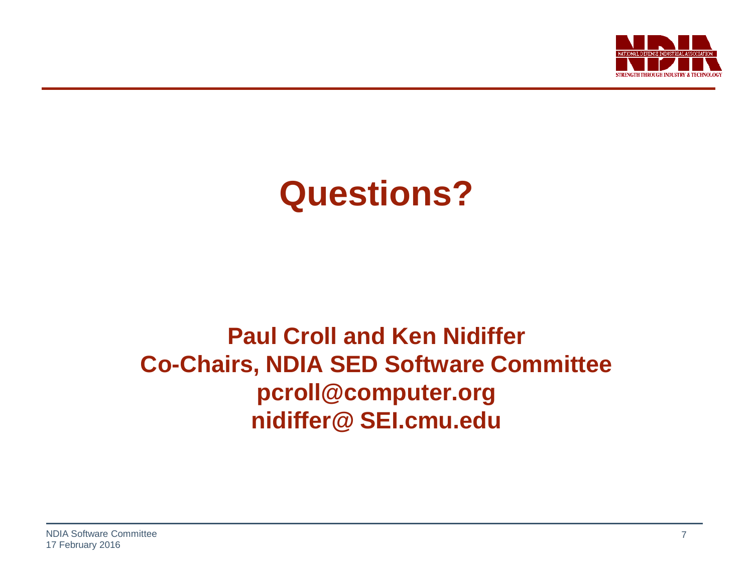# Questions?

**Paul Croll and Ken Nidiffer**
**Co-Chairs, NDIA SED Software Committee**
**pcroll@computer.org**
**nidiffer@ SEI.cmu.edu**